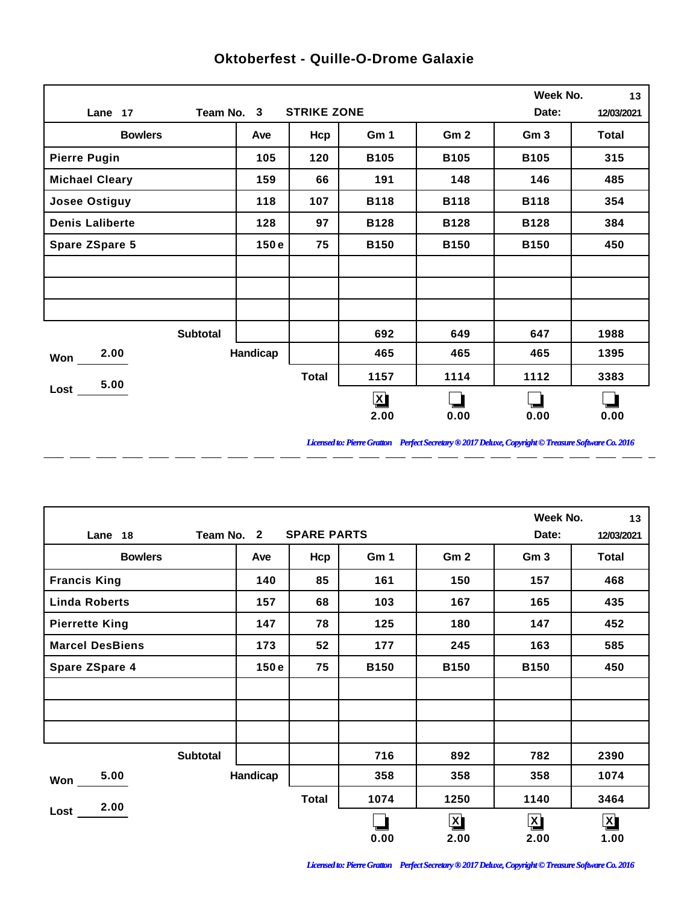# Oktoberfest - Quille-O-Drome Galaxie

| Lane 17 | Team No. 3 | STRIKE ZONE | | | Week No. / Date: | 13 / 12/03/2021 |
|---|---|---|---|---|---|---|
| **Bowlers** | **Ave** | **Hcp** | **Gm 1** | **Gm 2** | **Gm 3** | **Total** |
| Pierre Pugin | 105 | 120 | B105 | B105 | B105 | 315 |
| Michael Cleary | 159 | 66 | 191 | 148 | 146 | 485 |
| Josee Ostiguy | 118 | 107 | B118 | B118 | B118 | 354 |
| Denis Laliberte | 128 | 97 | B128 | B128 | B128 | 384 |
| Spare ZSpare 5 | 150 e | 75 | B150 | B150 | B150 | 450 |
| | | | | | | |
| | | | | | | |
| | | | | | | |
| Subtotal | | | 692 | 649 | 647 | 1988 |
| Won 2.00 | Handicap | | 465 | 465 | 465 | 1395 |
| Lost 5.00 | | Total | 1157 | 1114 | 1112 | 3383 |
| | | | [X] 2.00 | [ ] 0.00 | [ ] 0.00 | [ ] 0.00 |

*Licensed to: Pierre Gratton Perfect Secretary ® 2017 Deluxe, Copyright © Treasure Software Co. 2016*

| Lane 18 | Team No. 2 | SPARE PARTS | | | Week No. / Date: | 13 / 12/03/2021 |
|---|---|---|---|---|---|---|
| **Bowlers** | **Ave** | **Hcp** | **Gm 1** | **Gm 2** | **Gm 3** | **Total** |
| Francis King | 140 | 85 | 161 | 150 | 157 | 468 |
| Linda Roberts | 157 | 68 | 103 | 167 | 165 | 435 |
| Pierrette King | 147 | 78 | 125 | 180 | 147 | 452 |
| Marcel DesBiens | 173 | 52 | 177 | 245 | 163 | 585 |
| Spare ZSpare 4 | 150 e | 75 | B150 | B150 | B150 | 450 |
| | | | | | | |
| | | | | | | |
| | | | | | | |
| Subtotal | | | 716 | 892 | 782 | 2390 |
| Won 5.00 | Handicap | | 358 | 358 | 358 | 1074 |
| Lost 2.00 | | Total | 1074 | 1250 | 1140 | 3464 |
| | | | [ ] 0.00 | [X] 2.00 | [X] 2.00 | [X] 1.00 |

*Licensed to: Pierre Gratton Perfect Secretary ® 2017 Deluxe, Copyright © Treasure Software Co. 2016*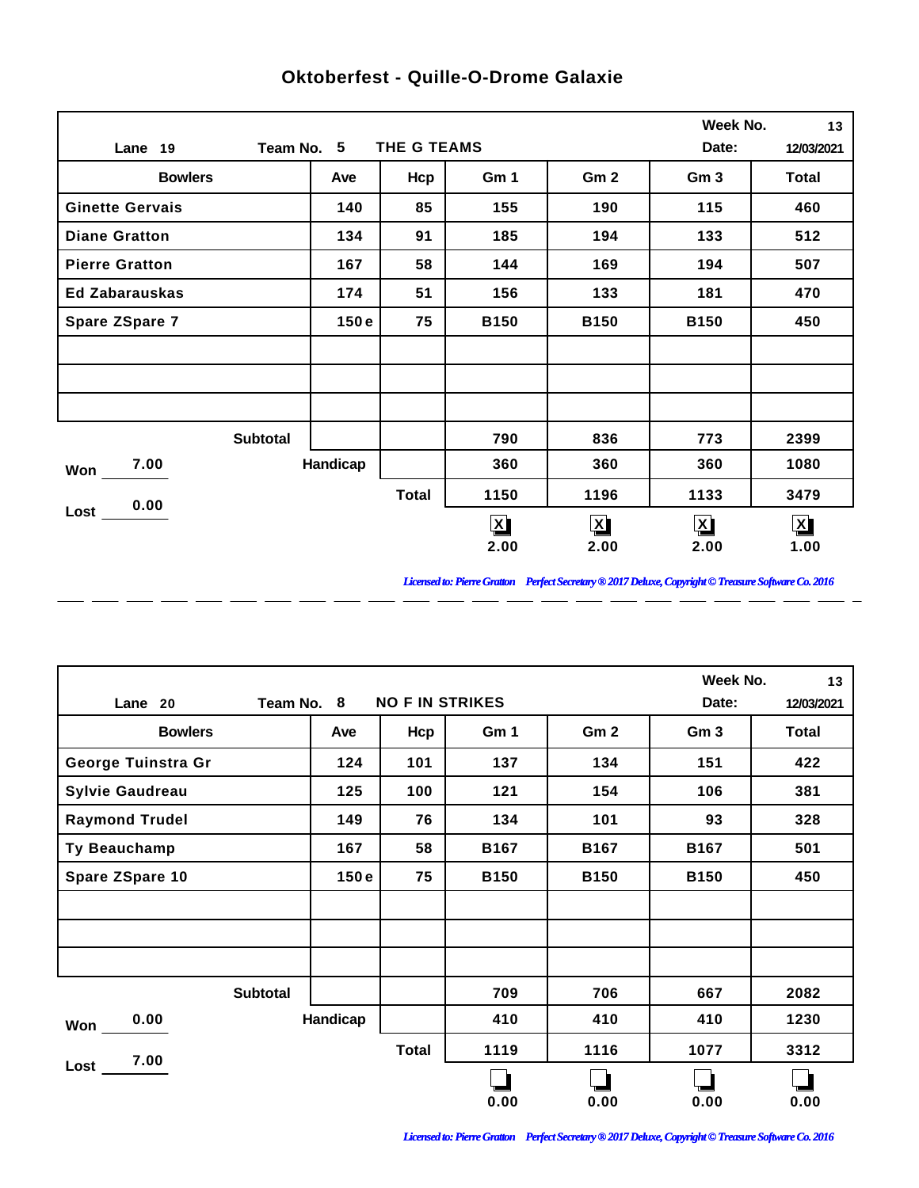# Oktoberfest - Quille-O-Drome Galaxie

Lane 19 | Team No. 5 THE G TEAMS | Week No. 13 | Date: 12/03/2021

| Bowlers | Ave | Hcp | Gm 1 | Gm 2 | Gm 3 | Total |
|---|---|---|---|---|---|---|
| Ginette Gervais | 140 | 85 | 155 | 190 | 115 | 460 |
| Diane Gratton | 134 | 91 | 185 | 194 | 133 | 512 |
| Pierre Gratton | 167 | 58 | 144 | 169 | 194 | 507 |
| Ed Zabarauskas | 174 | 51 | 156 | 133 | 181 | 470 |
| Spare ZSpare 7 | 150 e | 75 | B150 | B150 | B150 | 450 |
| | | | | | | |
| | | | | | | |
| | | | | | | |
| Subtotal | | | 790 | 836 | 773 | 2399 |
| Handicap | | | 360 | 360 | 360 | 1080 |
| Total | | | 1150 | 1196 | 1133 | 3479 |
| | | | [X] 2.00 | [X] 2.00 | [X] 2.00 | [X] 1.00 |

Won 7.00

Lost 0.00

*Licensed to: Pierre Gratton Perfect Secretary ® 2017 Deluxe, Copyright © Treasure Software Co. 2016*

---

Lane 20 | Team No. 8 NO F IN STRIKES | Week No. 13 | Date: 12/03/2021

| Bowlers | Ave | Hcp | Gm 1 | Gm 2 | Gm 3 | Total |
|---|---|---|---|---|---|---|
| George Tuinstra Gr | 124 | 101 | 137 | 134 | 151 | 422 |
| Sylvie Gaudreau | 125 | 100 | 121 | 154 | 106 | 381 |
| Raymond Trudel | 149 | 76 | 134 | 101 | 93 | 328 |
| Ty Beauchamp | 167 | 58 | B167 | B167 | B167 | 501 |
| Spare ZSpare 10 | 150 e | 75 | B150 | B150 | B150 | 450 |
| | | | | | | |
| | | | | | | |
| | | | | | | |
| Subtotal | | | 709 | 706 | 667 | 2082 |
| Handicap | | | 410 | 410 | 410 | 1230 |
| Total | | | 1119 | 1116 | 1077 | 3312 |
| | | | [ ] 0.00 | [ ] 0.00 | [ ] 0.00 | [ ] 0.00 |

Won 0.00

Lost 7.00

*Licensed to: Pierre Gratton Perfect Secretary ® 2017 Deluxe, Copyright © Treasure Software Co. 2016*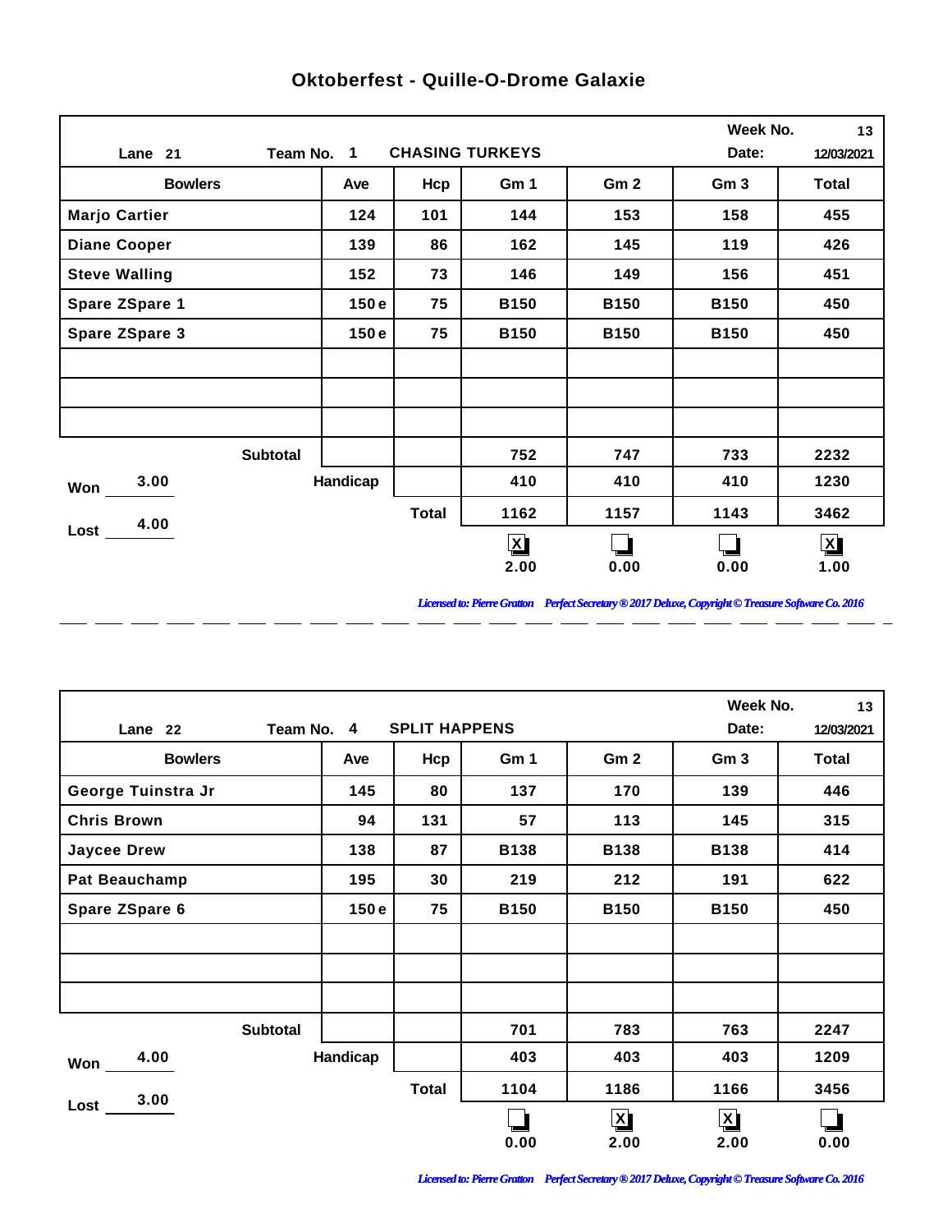# Oktoberfest - Quille-O-Drome Galaxie

Lane 21 | Team No. 1 | CHASING TURKEYS | Week No. 13 | Date: 12/03/2021

| Bowlers | Ave | Hcp | Gm 1 | Gm 2 | Gm 3 | Total |
|---|---|---|---|---|---|---|
| Marjo Cartier | 124 | 101 | 144 | 153 | 158 | 455 |
| Diane Cooper | 139 | 86 | 162 | 145 | 119 | 426 |
| Steve Walling | 152 | 73 | 146 | 149 | 156 | 451 |
| Spare ZSpare 1 | 150 e | 75 | B150 | B150 | B150 | 450 |
| Spare ZSpare 3 | 150 e | 75 | B150 | B150 | B150 | 450 |
| | | | | | | |
| | | | | | | |
| | | | | | | |
| Subtotal | | | 752 | 747 | 733 | 2232 |
| Handicap | | | 410 | 410 | 410 | 1230 |
| Total | | | 1162 | 1157 | 1143 | 3462 |
| | | | [X] 2.00 | [ ] 0.00 | [ ] 0.00 | [X] 1.00 |

Won: 3.00

Lost: 4.00

*Licensed to: Pierre Gratton Perfect Secretary ® 2017 Deluxe, Copyright © Treasure Software Co. 2016*

---

Lane 22 | Team No. 4 | SPLIT HAPPENS | Week No. 13 | Date: 12/03/2021

| Bowlers | Ave | Hcp | Gm 1 | Gm 2 | Gm 3 | Total |
|---|---|---|---|---|---|---|
| George Tuinstra Jr | 145 | 80 | 137 | 170 | 139 | 446 |
| Chris Brown | 94 | 131 | 57 | 113 | 145 | 315 |
| Jaycee Drew | 138 | 87 | B138 | B138 | B138 | 414 |
| Pat Beauchamp | 195 | 30 | 219 | 212 | 191 | 622 |
| Spare ZSpare 6 | 150 e | 75 | B150 | B150 | B150 | 450 |
| | | | | | | |
| | | | | | | |
| | | | | | | |
| Subtotal | | | 701 | 783 | 763 | 2247 |
| Handicap | | | 403 | 403 | 403 | 1209 |
| Total | | | 1104 | 1186 | 1166 | 3456 |
| | | | [ ] 0.00 | [X] 2.00 | [X] 2.00 | [ ] 0.00 |

Won: 4.00

Lost: 3.00

*Licensed to: Pierre Gratton Perfect Secretary ® 2017 Deluxe, Copyright © Treasure Software Co. 2016*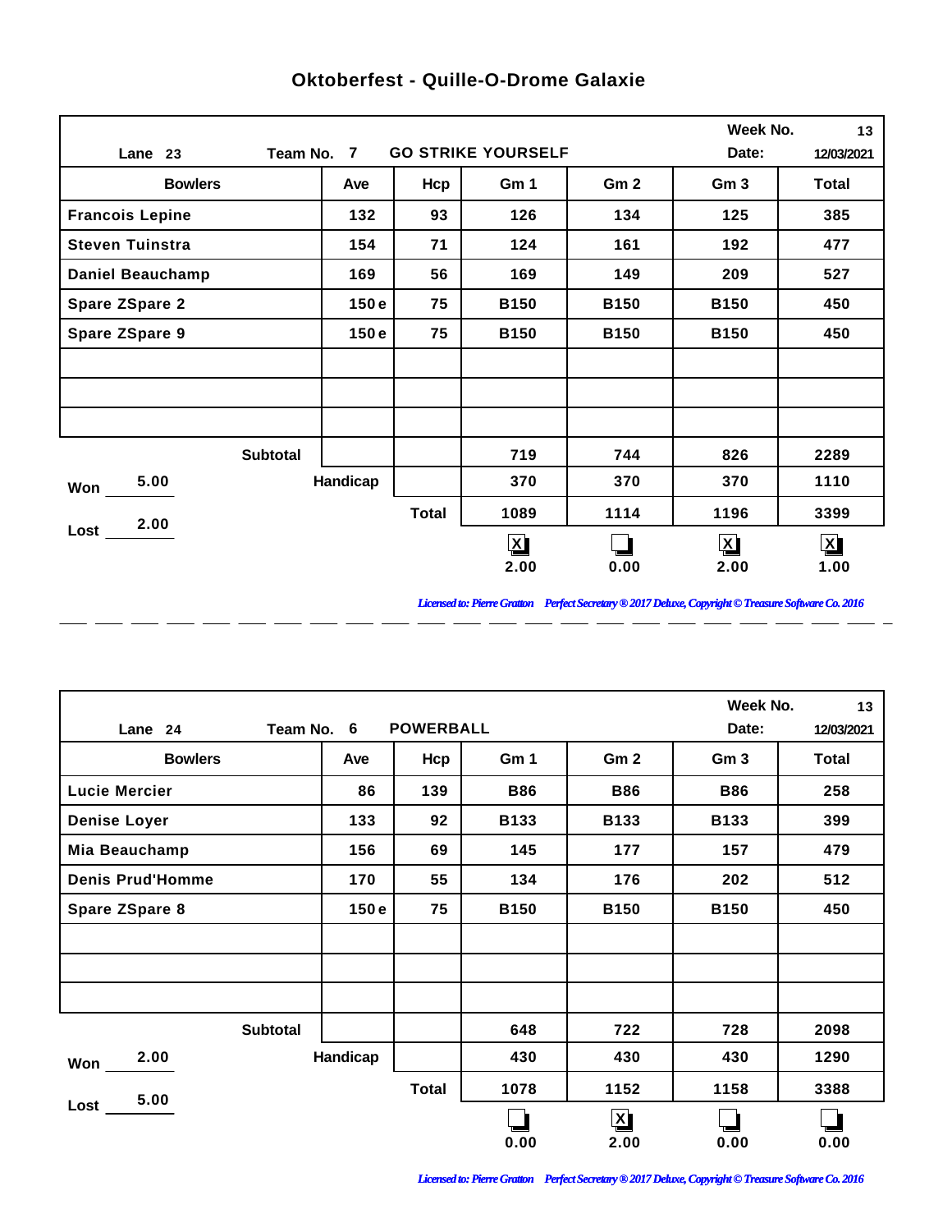# Oktoberfest - Quille-O-Drome Galaxie

**Lane** 23 **Team No.** 7 **GO STRIKE YOURSELF** **Week No.** 13 **Date:** 12/03/2021

| Bowlers | Ave | Hcp | Gm 1 | Gm 2 | Gm 3 | Total |
|---|---|---|---|---|---|---|
| Francois Lepine | 132 | 93 | 126 | 134 | 125 | 385 |
| Steven Tuinstra | 154 | 71 | 124 | 161 | 192 | 477 |
| Daniel Beauchamp | 169 | 56 | 169 | 149 | 209 | 527 |
| Spare ZSpare 2 | 150 e | 75 | B150 | B150 | B150 | 450 |
| Spare ZSpare 9 | 150 e | 75 | B150 | B150 | B150 | 450 |
| | | | | | | |
| | | | | | | |
| | | | | | | |
| Subtotal | | | 719 | 744 | 826 | 2289 |
| Handicap | | | 370 | 370 | 370 | 1110 |
| Total | | | 1089 | 1114 | 1196 | 3399 |
| | | | [X] 2.00 | [ ] 0.00 | [X] 2.00 | [X] 1.00 |

Won 5.00

Lost 2.00

*Licensed to: Pierre Gratton Perfect Secretary ® 2017 Deluxe, Copyright © Treasure Software Co. 2016*

**Lane** 24 **Team No.** 6 **POWERBALL** **Week No.** 13 **Date:** 12/03/2021

| Bowlers | Ave | Hcp | Gm 1 | Gm 2 | Gm 3 | Total |
|---|---|---|---|---|---|---|
| Lucie Mercier | 86 | 139 | B86 | B86 | B86 | 258 |
| Denise Loyer | 133 | 92 | B133 | B133 | B133 | 399 |
| Mia Beauchamp | 156 | 69 | 145 | 177 | 157 | 479 |
| Denis Prud'Homme | 170 | 55 | 134 | 176 | 202 | 512 |
| Spare ZSpare 8 | 150 e | 75 | B150 | B150 | B150 | 450 |
| | | | | | | |
| | | | | | | |
| | | | | | | |
| Subtotal | | | 648 | 722 | 728 | 2098 |
| Handicap | | | 430 | 430 | 430 | 1290 |
| Total | | | 1078 | 1152 | 1158 | 3388 |
| | | | [ ] 0.00 | [X] 2.00 | [ ] 0.00 | [ ] 0.00 |

Won 2.00

Lost 5.00

*Licensed to: Pierre Gratton Perfect Secretary ® 2017 Deluxe, Copyright © Treasure Software Co. 2016*